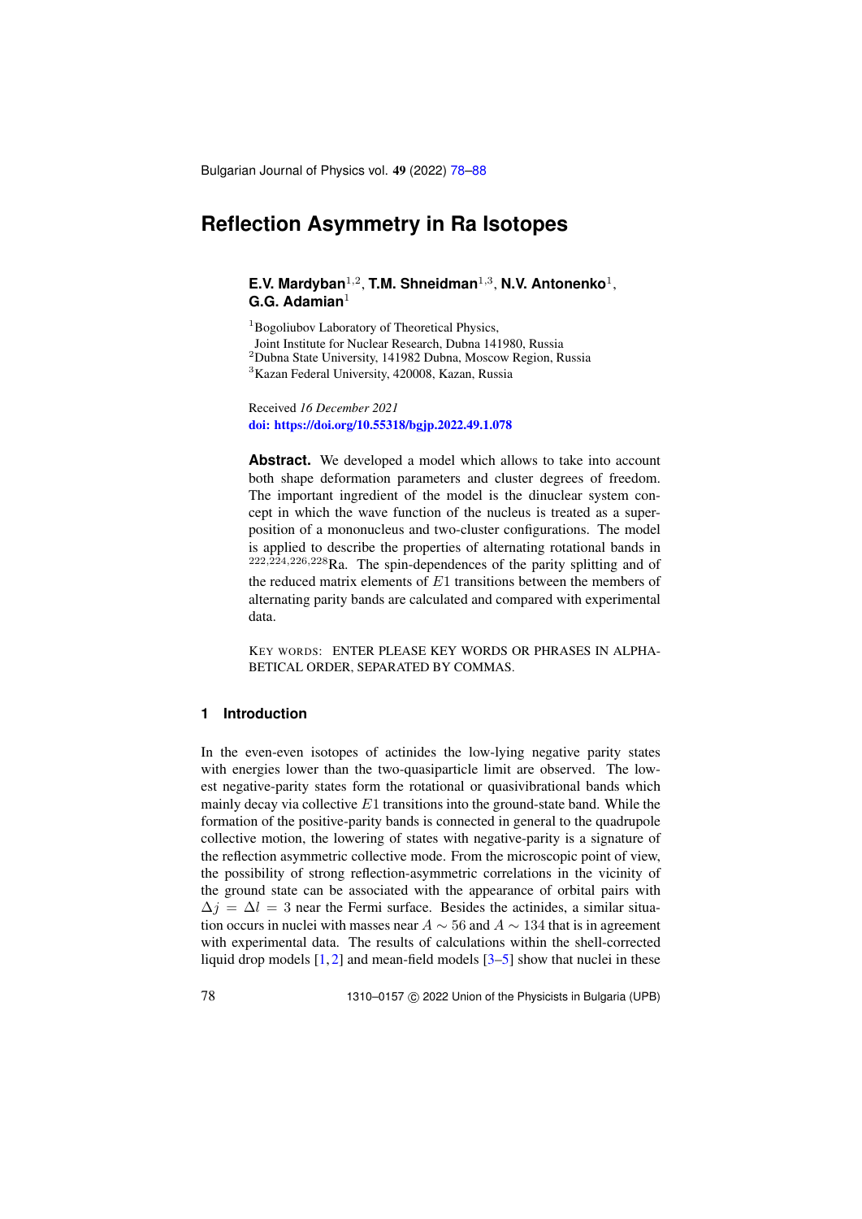# Reflection Asymmetry in Ra Isotopes

**E.V. Mardyban**[1,2], **T.M. Shneidman**[1,3], **N.V. Antonenko**[1], **G.G. Adamian**[1]

[1]Bogoliubov Laboratory of Theoretical Physics, Joint Institute for Nuclear Research, Dubna 141980, Russia
[2]Dubna State University, 141982 Dubna, Moscow Region, Russia
[3]Kazan Federal University, 420008, Kazan, Russia

Received *16 December 2021*
**doi: https://doi.org/10.55318/bgjp.2022.49.1.078**

**Abstract.** We developed a model which allows to take into account both shape deformation parameters and cluster degrees of freedom. The important ingredient of the model is the dinuclear system concept in which the wave function of the nucleus is treated as a superposition of a mononucleus and two-cluster configurations. The model is applied to describe the properties of alternating rotational bands in $^{222,224,226,228}$Ra. The spin-dependences of the parity splitting and of the reduced matrix elements of $E1$ transitions between the members of alternating parity bands are calculated and compared with experimental data.

KEY WORDS: ENTER PLEASE KEY WORDS OR PHRASES IN ALPHABETICAL ORDER, SEPARATED BY COMMAS.

## 1 Introduction

In the even-even isotopes of actinides the low-lying negative parity states with energies lower than the two-quasiparticle limit are observed. The lowest negative-parity states form the rotational or quasivibrational bands which mainly decay via collective $E1$ transitions into the ground-state band. While the formation of the positive-parity bands is connected in general to the quadrupole collective motion, the lowering of states with negative-parity is a signature of the reflection asymmetric collective mode. From the microscopic point of view, the possibility of strong reflection-asymmetric correlations in the vicinity of the ground state can be associated with the appearance of orbital pairs with $\Delta j = \Delta l = 3$ near the Fermi surface. Besides the actinides, a similar situation occurs in nuclei with masses near $A \sim 56$ and $A \sim 134$ that is in agreement with experimental data. The results of calculations within the shell-corrected liquid drop models [1, 2] and mean-field models [3–5] show that nuclei in these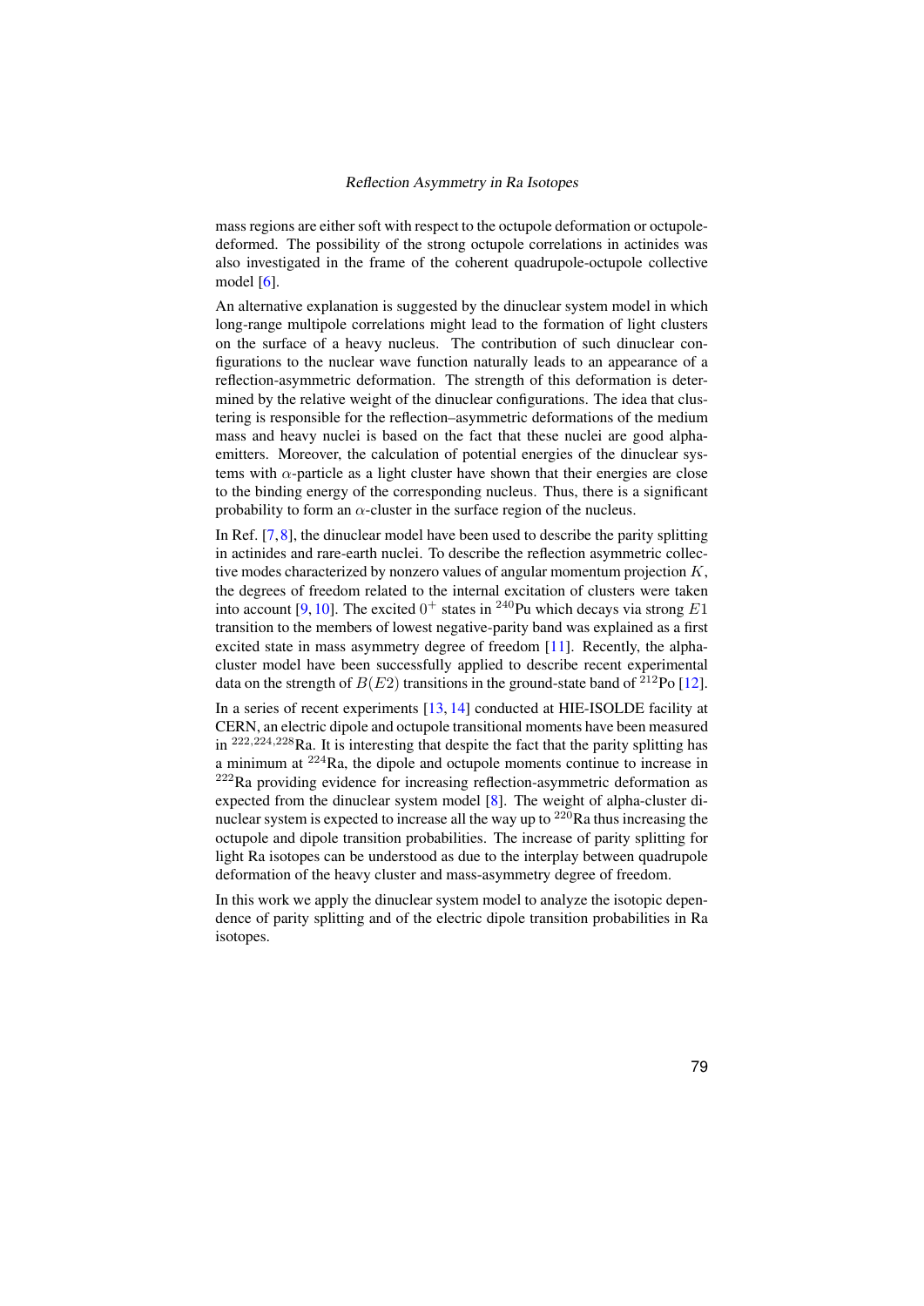mass regions are either soft with respect to the octupole deformation or octupole-deformed. The possibility of the strong octupole correlations in actinides was also investigated in the frame of the coherent quadrupole-octupole collective model [6].

An alternative explanation is suggested by the dinuclear system model in which long-range multipole correlations might lead to the formation of light clusters on the surface of a heavy nucleus. The contribution of such dinuclear configurations to the nuclear wave function naturally leads to an appearance of a reflection-asymmetric deformation. The strength of this deformation is determined by the relative weight of the dinuclear configurations. The idea that clustering is responsible for the reflection–asymmetric deformations of the medium mass and heavy nuclei is based on the fact that these nuclei are good alpha-emitters. Moreover, the calculation of potential energies of the dinuclear systems with $\alpha$-particle as a light cluster have shown that their energies are close to the binding energy of the corresponding nucleus. Thus, there is a significant probability to form an $\alpha$-cluster in the surface region of the nucleus.

In Ref. [7, 8], the dinuclear model have been used to describe the parity splitting in actinides and rare-earth nuclei. To describe the reflection asymmetric collective modes characterized by nonzero values of angular momentum projection $K$, the degrees of freedom related to the internal excitation of clusters were taken into account [9, 10]. The excited $0^+$ states in $^{240}$Pu which decays via strong $E1$ transition to the members of lowest negative-parity band was explained as a first excited state in mass asymmetry degree of freedom [11]. Recently, the alpha-cluster model have been successfully applied to describe recent experimental data on the strength of $B(E2)$ transitions in the ground-state band of $^{212}$Po [12].

In a series of recent experiments [13, 14] conducted at HIE-ISOLDE facility at CERN, an electric dipole and octupole transitional moments have been measured in $^{222,224,228}$Ra. It is interesting that despite the fact that the parity splitting has a minimum at $^{224}$Ra, the dipole and octupole moments continue to increase in $^{222}$Ra providing evidence for increasing reflection-asymmetric deformation as expected from the dinuclear system model [8]. The weight of alpha-cluster dinuclear system is expected to increase all the way up to $^{220}$Ra thus increasing the octupole and dipole transition probabilities. The increase of parity splitting for light Ra isotopes can be understood as due to the interplay between quadrupole deformation of the heavy cluster and mass-asymmetry degree of freedom.

In this work we apply the dinuclear system model to analyze the isotopic dependence of parity splitting and of the electric dipole transition probabilities in Ra isotopes.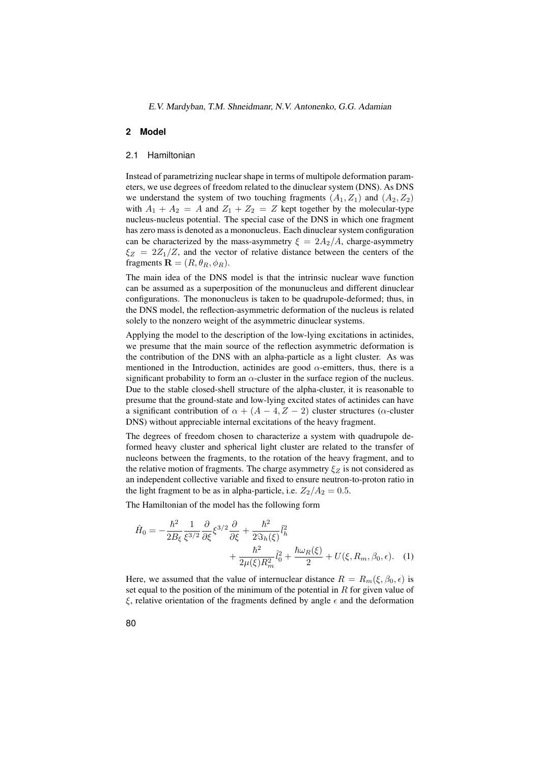## 2 Model

### 2.1 Hamiltonian

Instead of parametrizing nuclear shape in terms of multipole deformation parameters, we use degrees of freedom related to the dinuclear system (DNS). As DNS we understand the system of two touching fragments $(A_1, Z_1)$ and $(A_2, Z_2)$ with $A_1 + A_2 = A$ and $Z_1 + Z_2 = Z$ kept together by the molecular-type nucleus-nucleus potential. The special case of the DNS in which one fragment has zero mass is denoted as a mononucleus. Each dinuclear system configuration can be characterized by the mass-asymmetry $\xi = 2A_2/A$, charge-asymmetry $\xi_Z = 2Z_1/Z$, and the vector of relative distance between the centers of the fragments $\mathbf{R} = (R, \theta_R, \phi_R)$.

The main idea of the DNS model is that the intrinsic nuclear wave function can be assumed as a superposition of the monunucleus and different dinuclear configurations. The mononucleus is taken to be quadrupole-deformed; thus, in the DNS model, the reflection-asymmetric deformation of the nucleus is related solely to the nonzero weight of the asymmetric dinuclear systems.

Applying the model to the description of the low-lying excitations in actinides, we presume that the main source of the reflection asymmetric deformation is the contribution of the DNS with an alpha-particle as a light cluster. As was mentioned in the Introduction, actinides are good $\alpha$-emitters, thus, there is a significant probability to form an $\alpha$-cluster in the surface region of the nucleus. Due to the stable closed-shell structure of the alpha-cluster, it is reasonable to presume that the ground-state and low-lying excited states of actinides can have a significant contribution of $\alpha + (A - 4, Z - 2)$ cluster structures ($\alpha$-cluster DNS) without appreciable internal excitations of the heavy fragment.

The degrees of freedom chosen to characterize a system with quadrupole deformed heavy cluster and spherical light cluster are related to the transfer of nucleons between the fragments, to the rotation of the heavy fragment, and to the relative motion of fragments. The charge asymmetry $\xi_Z$ is not considered as an independent collective variable and fixed to ensure neutron-to-proton ratio in the light fragment to be as in alpha-particle, i.e. $Z_2/A_2 = 0.5$.

The Hamiltonian of the model has the following form

$$\hat{H}_0 = -\frac{\hbar^2}{2B_\xi}\frac{1}{\xi^{3/2}}\frac{\partial}{\partial \xi}\xi^{3/2}\frac{\partial}{\partial \xi} + \frac{\hbar^2}{2\Im_h(\xi)}\hat{l}_h^2 + \frac{\hbar^2}{2\mu(\xi)R_m^2}\hat{l}_0^2 + \frac{\hbar\omega_R(\xi)}{2} + U(\xi, R_m, \beta_0, \epsilon). \quad (1)$$

Here, we assumed that the value of internuclear distance $R = R_m(\xi, \beta_0, \epsilon)$ is set equal to the position of the minimum of the potential in $R$ for given value of $\xi$, relative orientation of the fragments defined by angle $\epsilon$ and the deformation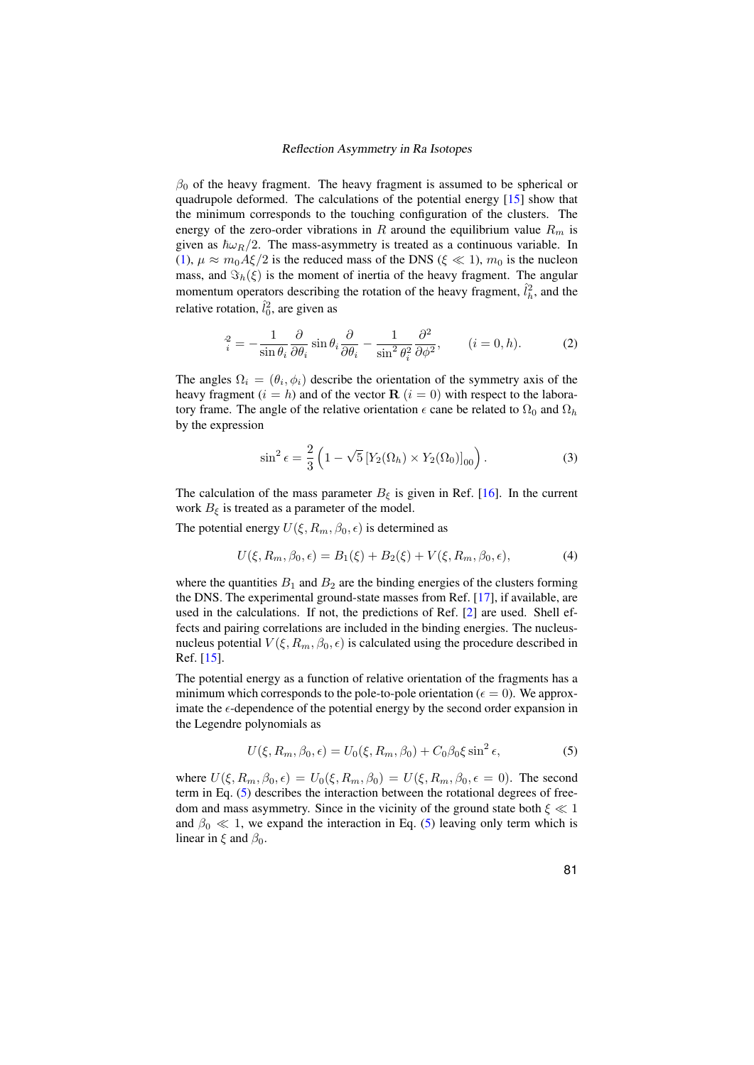$\beta_0$ of the heavy fragment. The heavy fragment is assumed to be spherical or quadrupole deformed. The calculations of the potential energy [15] show that the minimum corresponds to the touching configuration of the clusters. The energy of the zero-order vibrations in $R$ around the equilibrium value $R_m$ is given as $\hbar\omega_R/2$. The mass-asymmetry is treated as a continuous variable. In (1), $\mu \approx m_0 A\xi/2$ is the reduced mass of the DNS ($\xi \ll 1$), $m_0$ is the nucleon mass, and $\Im_h(\xi)$ is the moment of inertia of the heavy fragment. The angular momentum operators describing the rotation of the heavy fragment, $\hat{l}_h^2$, and the relative rotation, $\hat{l}_0^2$, are given as

$$\hat{l}_i^2 = -\frac{1}{\sin\theta_i}\frac{\partial}{\partial\theta_i}\sin\theta_i\frac{\partial}{\partial\theta_i} - \frac{1}{\sin^2\theta_i^2}\frac{\partial^2}{\partial\phi^2}, \qquad (i = 0, h). \tag{2}$$

The angles $\Omega_i = (\theta_i, \phi_i)$ describe the orientation of the symmetry axis of the heavy fragment ($i = h$) and of the vector $\mathbf{R}$ ($i = 0$) with respect to the laboratory frame. The angle of the relative orientation $\epsilon$ cane be related to $\Omega_0$ and $\Omega_h$ by the expression

$$\sin^2\epsilon = \frac{2}{3}\left(1 - \sqrt{5}\left[Y_2(\Omega_h) \times Y_2(\Omega_0)\right]_{00}\right). \tag{3}$$

The calculation of the mass parameter $B_\xi$ is given in Ref. [16]. In the current work $B_\xi$ is treated as a parameter of the model.

The potential energy $U(\xi, R_m, \beta_0, \epsilon)$ is determined as

$$U(\xi, R_m, \beta_0, \epsilon) = B_1(\xi) + B_2(\xi) + V(\xi, R_m, \beta_0, \epsilon), \tag{4}$$

where the quantities $B_1$ and $B_2$ are the binding energies of the clusters forming the DNS. The experimental ground-state masses from Ref. [17], if available, are used in the calculations. If not, the predictions of Ref. [2] are used. Shell effects and pairing correlations are included in the binding energies. The nucleus-nucleus potential $V(\xi, R_m, \beta_0, \epsilon)$ is calculated using the procedure described in Ref. [15].

The potential energy as a function of relative orientation of the fragments has a minimum which corresponds to the pole-to-pole orientation ($\epsilon = 0$). We approximate the $\epsilon$-dependence of the potential energy by the second order expansion in the Legendre polynomials as

$$U(\xi, R_m, \beta_0, \epsilon) = U_0(\xi, R_m, \beta_0) + C_0\beta_0\xi\sin^2\epsilon, \tag{5}$$

where $U(\xi, R_m, \beta_0, \epsilon) = U_0(\xi, R_m, \beta_0) = U(\xi, R_m, \beta_0, \epsilon = 0)$. The second term in Eq. (5) describes the interaction between the rotational degrees of freedom and mass asymmetry. Since in the vicinity of the ground state both $\xi \ll 1$ and $\beta_0 \ll 1$, we expand the interaction in Eq. (5) leaving only term which is linear in $\xi$ and $\beta_0$.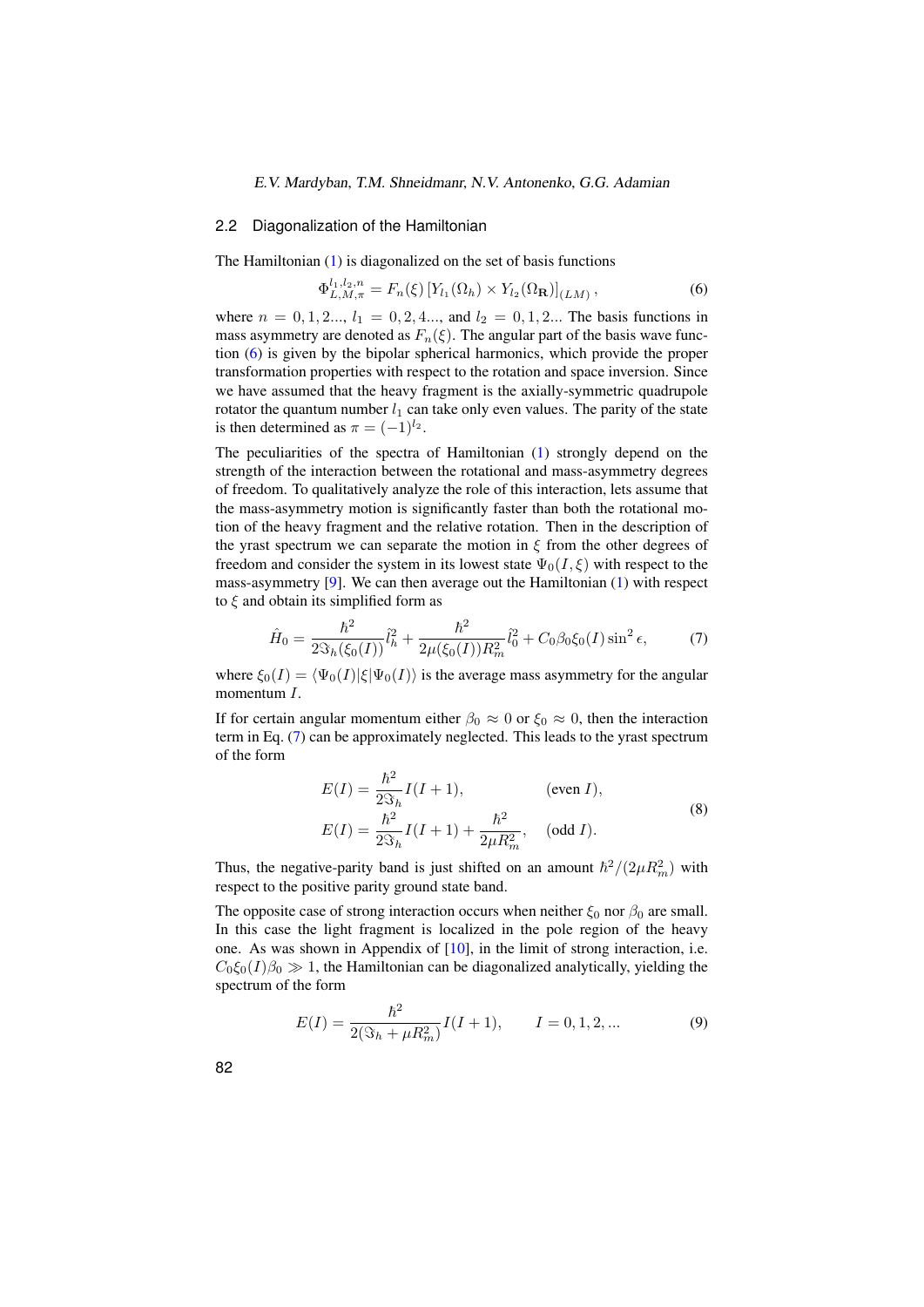### 2.2 Diagonalization of the Hamiltonian

The Hamiltonian (1) is diagonalized on the set of basis functions

$$\Phi_{L,M,\pi}^{l_1,l_2,n} = F_n(\xi) \left[ Y_{l_1}(\Omega_h) \times Y_{l_2}(\Omega_{\mathbf{R}}) \right]_{(LM)}, \tag{6}$$

where $n = 0, 1, 2...$, $l_1 = 0, 2, 4...$, and $l_2 = 0, 1, 2...$ The basis functions in mass asymmetry are denoted as $F_n(\xi)$. The angular part of the basis wave function (6) is given by the bipolar spherical harmonics, which provide the proper transformation properties with respect to the rotation and space inversion. Since we have assumed that the heavy fragment is the axially-symmetric quadrupole rotator the quantum number $l_1$ can take only even values. The parity of the state is then determined as $\pi = (-1)^{l_2}$.

The peculiarities of the spectra of Hamiltonian (1) strongly depend on the strength of the interaction between the rotational and mass-asymmetry degrees of freedom. To qualitatively analyze the role of this interaction, lets assume that the mass-asymmetry motion is significantly faster than both the rotational motion of the heavy fragment and the relative rotation. Then in the description of the yrast spectrum we can separate the motion in $\xi$ from the other degrees of freedom and consider the system in its lowest state $\Psi_0(I, \xi)$ with respect to the mass-asymmetry [9]. We can then average out the Hamiltonian (1) with respect to $\xi$ and obtain its simplified form as

$$\hat{H}_0 = \frac{\hbar^2}{2\Im_h(\xi_0(I))} \hat{l}_h^2 + \frac{\hbar^2}{2\mu(\xi_0(I)) R_m^2} \hat{l}_0^2 + C_0 \beta_0 \xi_0(I) \sin^2 \epsilon, \tag{7}$$

where $\xi_0(I) = \langle \Psi_0(I) | \xi | \Psi_0(I) \rangle$ is the average mass asymmetry for the angular momentum $I$.

If for certain angular momentum either $\beta_0 \approx 0$ or $\xi_0 \approx 0$, then the interaction term in Eq. (7) can be approximately neglected. This leads to the yrast spectrum of the form

$$\begin{aligned} E(I) &= \frac{\hbar^2}{2\Im_h} I(I+1), \qquad &(\text{even } I), \\ E(I) &= \frac{\hbar^2}{2\Im_h} I(I+1) + \frac{\hbar^2}{2\mu R_m^2}, \quad &(\text{odd } I). \end{aligned} \tag{8}$$

Thus, the negative-parity band is just shifted on an amount $\hbar^2/(2\mu R_m^2)$ with respect to the positive parity ground state band.

The opposite case of strong interaction occurs when neither $\xi_0$ nor $\beta_0$ are small. In this case the light fragment is localized in the pole region of the heavy one. As was shown in Appendix of [10], in the limit of strong interaction, i.e. $C_0 \xi_0(I) \beta_0 \gg 1$, the Hamiltonian can be diagonalized analytically, yielding the spectrum of the form

$$E(I) = \frac{\hbar^2}{2(\Im_h + \mu R_m^2)} I(I+1), \qquad I = 0, 1, 2, ... \tag{9}$$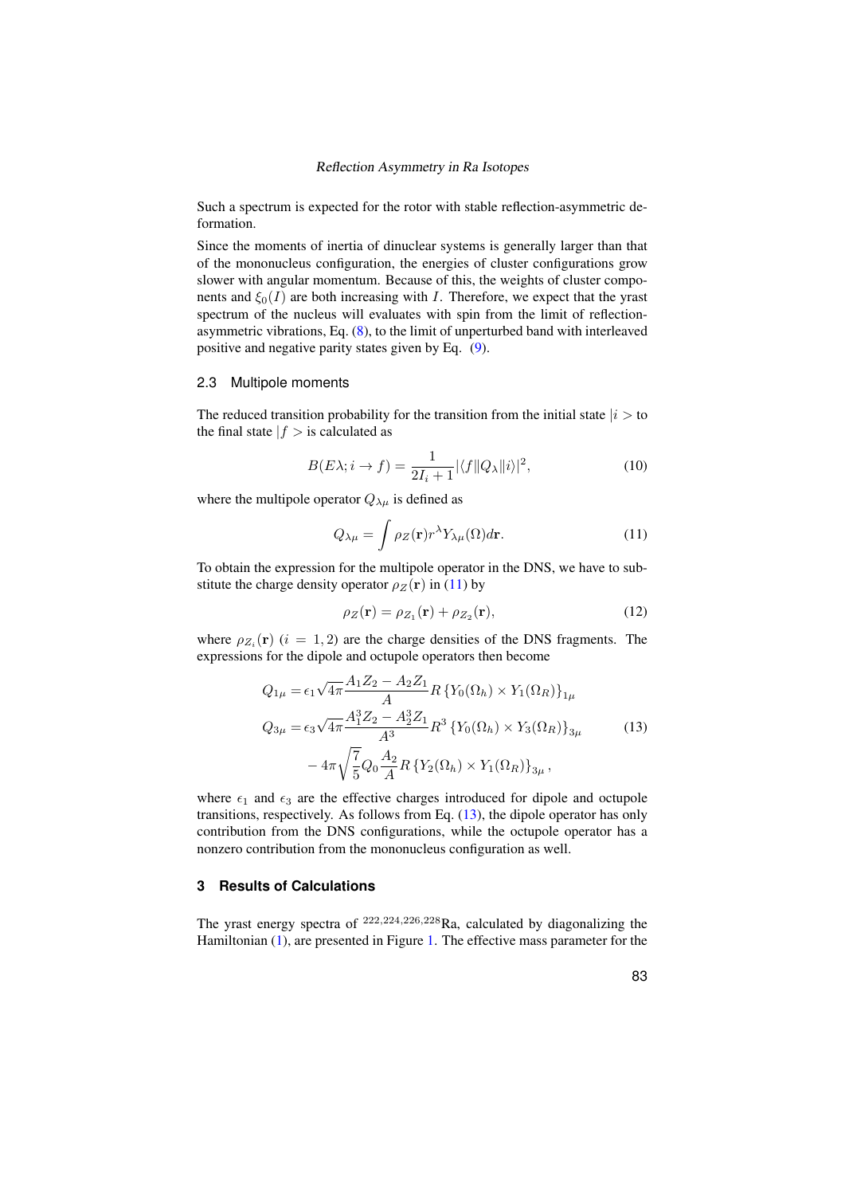Such a spectrum is expected for the rotor with stable reflection-asymmetric deformation.

Since the moments of inertia of dinuclear systems is generally larger than that of the mononucleus configuration, the energies of cluster configurations grow slower with angular momentum. Because of this, the weights of cluster components and $\xi_0(I)$ are both increasing with $I$. Therefore, we expect that the yrast spectrum of the nucleus will evaluates with spin from the limit of reflection-asymmetric vibrations, Eq. (8), to the limit of unperturbed band with interleaved positive and negative parity states given by Eq. (9).

### 2.3 Multipole moments

The reduced transition probability for the transition from the initial state $|i>$ to the final state $|f>$ is calculated as

$$B(E\lambda; i \to f) = \frac{1}{2I_i + 1} |\langle f \| Q_\lambda \| i \rangle|^2, \tag{10}$$

where the multipole operator $Q_{\lambda\mu}$ is defined as

$$Q_{\lambda\mu} = \int \rho_Z(\mathbf{r}) r^\lambda Y_{\lambda\mu}(\Omega) d\mathbf{r}. \tag{11}$$

To obtain the expression for the multipole operator in the DNS, we have to substitute the charge density operator $\rho_Z(\mathbf{r})$ in (11) by

$$\rho_Z(\mathbf{r}) = \rho_{Z_1}(\mathbf{r}) + \rho_{Z_2}(\mathbf{r}), \tag{12}$$

where $\rho_{Z_i}(\mathbf{r})$ $(i = 1, 2)$ are the charge densities of the DNS fragments. The expressions for the dipole and octupole operators then become

$$\begin{aligned}
Q_{1\mu} &= \epsilon_1 \sqrt{4\pi} \frac{A_1 Z_2 - A_2 Z_1}{A} R \left\{ Y_0(\Omega_h) \times Y_1(\Omega_R) \right\}_{1\mu} \\
Q_{3\mu} &= \epsilon_3 \sqrt{4\pi} \frac{A_1^3 Z_2 - A_2^3 Z_1}{A^3} R^3 \left\{ Y_0(\Omega_h) \times Y_3(\Omega_R) \right\}_{3\mu} \\
&\quad - 4\pi \sqrt{\frac{7}{5}} Q_0 \frac{A_2}{A} R \left\{ Y_2(\Omega_h) \times Y_1(\Omega_R) \right\}_{3\mu},
\end{aligned} \tag{13}$$

where $\epsilon_1$ and $\epsilon_3$ are the effective charges introduced for dipole and octupole transitions, respectively. As follows from Eq. (13), the dipole operator has only contribution from the DNS configurations, while the octupole operator has a nonzero contribution from the mononucleus configuration as well.

## 3 Results of Calculations

The yrast energy spectra of $^{222,224,226,228}$Ra, calculated by diagonalizing the Hamiltonian (1), are presented in Figure 1. The effective mass parameter for the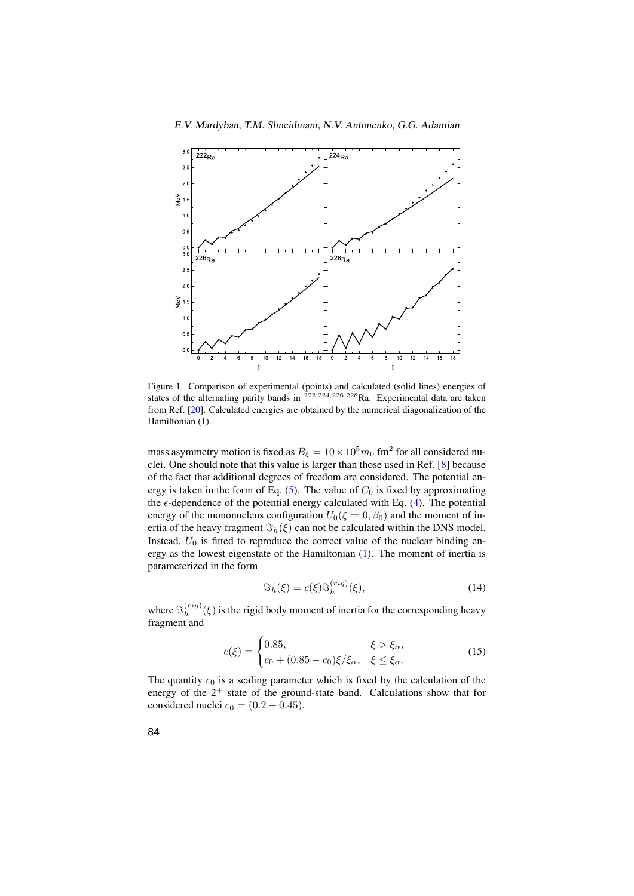Figure 1. Comparison of experimental (points) and calculated (solid lines) energies of states of the alternating parity bands in $^{222,224,226,228}$Ra. Experimental data are taken from Ref. [20]. Calculated energies are obtained by the numerical diagonalization of the Hamiltonian (1).

mass asymmetry motion is fixed as $B_\xi = 10 \times 10^5 m_0$ fm$^2$ for all considered nuclei. One should note that this value is larger than those used in Ref. [8] because of the fact that additional degrees of freedom are considered. The potential energy is taken in the form of Eq. (5). The value of $C_0$ is fixed by approximating the $\epsilon$-dependence of the potential energy calculated with Eq. (4). The potential energy of the mononucleus configuration $U_0(\xi = 0, \beta_0)$ and the moment of inertia of the heavy fragment $\Im_h(\xi)$ can not be calculated within the DNS model. Instead, $U_0$ is fitted to reproduce the correct value of the nuclear binding energy as the lowest eigenstate of the Hamiltonian (1). The moment of inertia is parameterized in the form

$$\Im_h(\xi) = c(\xi)\Im_h^{(rig)}(\xi), \tag{14}$$

where $\Im_h^{(rig)}(\xi)$ is the rigid body moment of inertia for the corresponding heavy fragment and

$$c(\xi) = \begin{cases} 0.85, & \xi > \xi_\alpha, \\ c_0 + (0.85 - c_0)\xi/\xi_\alpha, & \xi \leq \xi_\alpha. \end{cases} \tag{15}$$

The quantity $c_0$ is a scaling parameter which is fixed by the calculation of the energy of the $2^+$ state of the ground-state band. Calculations show that for considered nuclei $c_0 = (0.2 - 0.45)$.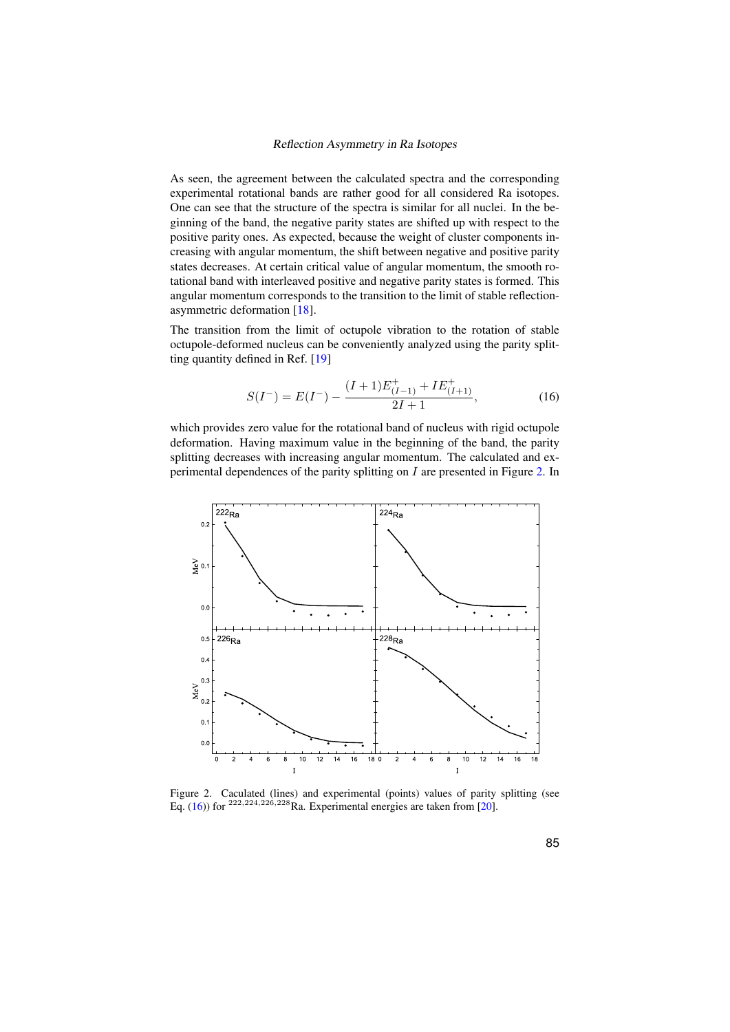As seen, the agreement between the calculated spectra and the corresponding experimental rotational bands are rather good for all considered Ra isotopes. One can see that the structure of the spectra is similar for all nuclei. In the beginning of the band, the negative parity states are shifted up with respect to the positive parity ones. As expected, because the weight of cluster components increasing with angular momentum, the shift between negative and positive parity states decreases. At certain critical value of angular momentum, the smooth rotational band with interleaved positive and negative parity states is formed. This angular momentum corresponds to the transition to the limit of stable reflection-asymmetric deformation [18].

The transition from the limit of octupole vibration to the rotation of stable octupole-deformed nucleus can be conveniently analyzed using the parity splitting quantity defined in Ref. [19]

$$S(I^-) = E(I^-) - \frac{(I+1)E^+_{(I-1)} + IE^+_{(I+1)}}{2I+1}, \tag{16}$$

which provides zero value for the rotational band of nucleus with rigid octupole deformation. Having maximum value in the beginning of the band, the parity splitting decreases with increasing angular momentum. The calculated and experimental dependences of the parity splitting on $I$ are presented in Figure 2. In

Figure 2. Caculated (lines) and experimental (points) values of parity splitting (see Eq. (16)) for $^{222,224,226,228}$Ra. Experimental energies are taken from [20].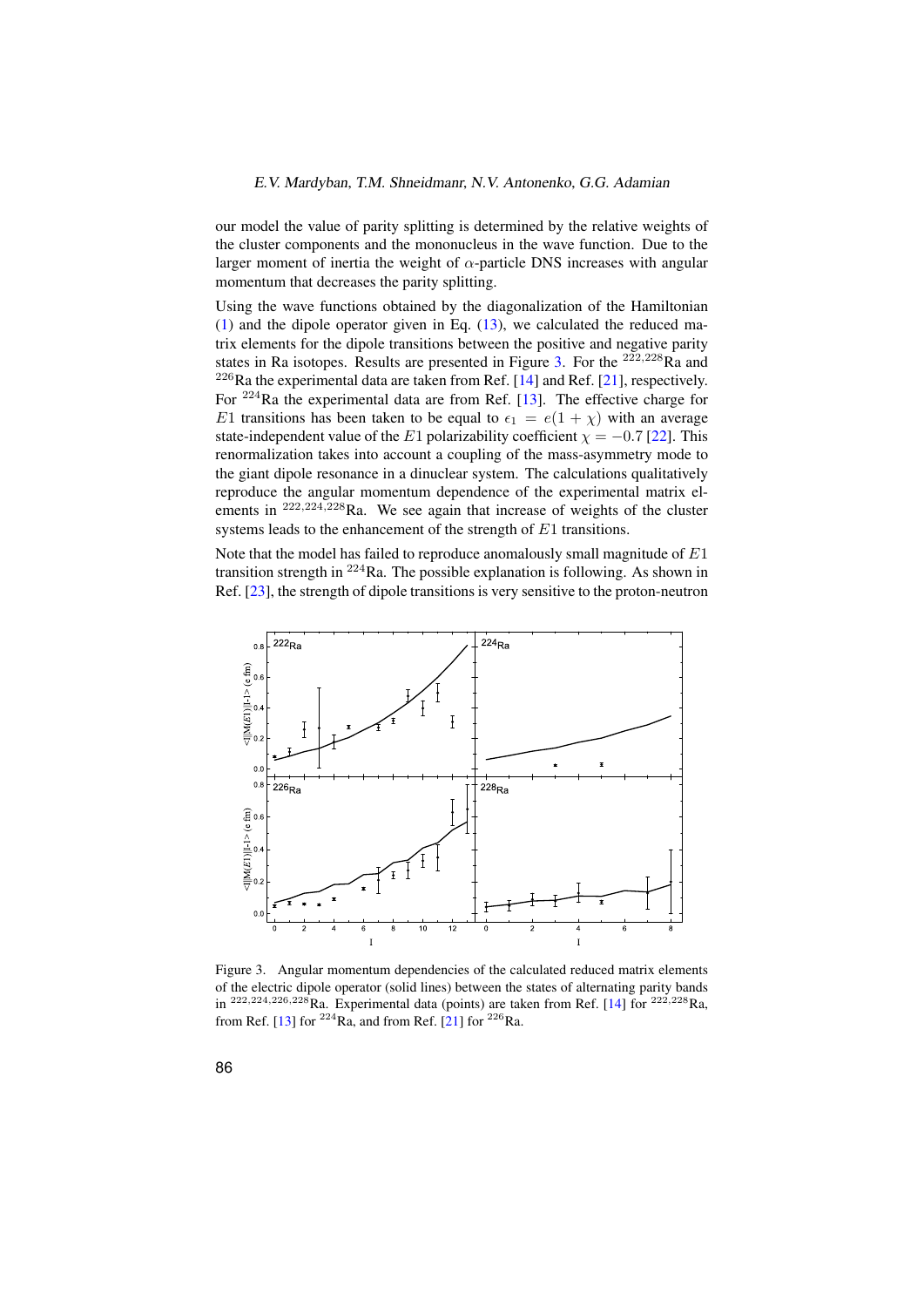our model the value of parity splitting is determined by the relative weights of the cluster components and the mononucleus in the wave function. Due to the larger moment of inertia the weight of $\alpha$-particle DNS increases with angular momentum that decreases the parity splitting.

Using the wave functions obtained by the diagonalization of the Hamiltonian (1) and the dipole operator given in Eq. (13), we calculated the reduced matrix elements for the dipole transitions between the positive and negative parity states in Ra isotopes. Results are presented in Figure 3. For the $^{222,228}$Ra and $^{226}$Ra the experimental data are taken from Ref. [14] and Ref. [21], respectively. For $^{224}$Ra the experimental data are from Ref. [13]. The effective charge for $E1$ transitions has been taken to be equal to $\epsilon_1 = e(1+\chi)$ with an average state-independent value of the $E1$ polarizability coefficient $\chi = -0.7$ [22]. This renormalization takes into account a coupling of the mass-asymmetry mode to the giant dipole resonance in a dinuclear system. The calculations qualitatively reproduce the angular momentum dependence of the experimental matrix elements in $^{222,224,228}$Ra. We see again that increase of weights of the cluster systems leads to the enhancement of the strength of $E1$ transitions.

Note that the model has failed to reproduce anomalously small magnitude of $E1$ transition strength in $^{224}$Ra. The possible explanation is following. As shown in Ref. [23], the strength of dipole transitions is very sensitive to the proton-neutron

Figure 3. Angular momentum dependencies of the calculated reduced matrix elements of the electric dipole operator (solid lines) between the states of alternating parity bands in $^{222,224,226,228}$Ra. Experimental data (points) are taken from Ref. [14] for $^{222,228}$Ra, from Ref. [13] for $^{224}$Ra, and from Ref. [21] for $^{226}$Ra.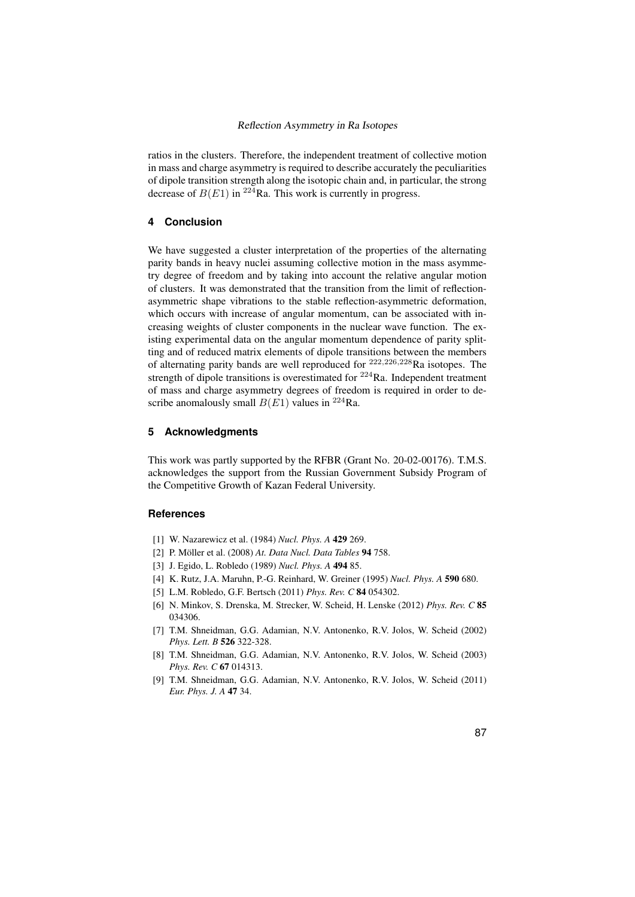ratios in the clusters. Therefore, the independent treatment of collective motion in mass and charge asymmetry is required to describe accurately the peculiarities of dipole transition strength along the isotopic chain and, in particular, the strong decrease of $B(E1)$ in $^{224}$Ra. This work is currently in progress.

## 4 Conclusion

We have suggested a cluster interpretation of the properties of the alternating parity bands in heavy nuclei assuming collective motion in the mass asymmetry degree of freedom and by taking into account the relative angular motion of clusters. It was demonstrated that the transition from the limit of reflection-asymmetric shape vibrations to the stable reflection-asymmetric deformation, which occurs with increase of angular momentum, can be associated with increasing weights of cluster components in the nuclear wave function. The existing experimental data on the angular momentum dependence of parity splitting and of reduced matrix elements of dipole transitions between the members of alternating parity bands are well reproduced for $^{222,226,228}$Ra isotopes. The strength of dipole transitions is overestimated for $^{224}$Ra. Independent treatment of mass and charge asymmetry degrees of freedom is required in order to describe anomalously small $B(E1)$ values in $^{224}$Ra.

## 5 Acknowledgments

This work was partly supported by the RFBR (Grant No. 20-02-00176). T.M.S. acknowledges the support from the Russian Government Subsidy Program of the Competitive Growth of Kazan Federal University.

### References

[1] W. Nazarewicz et al. (1984) *Nucl. Phys. A* **429** 269.

[2] P. Möller et al. (2008) *At. Data Nucl. Data Tables* **94** 758.

[3] J. Egido, L. Robledo (1989) *Nucl. Phys. A* **494** 85.

[4] K. Rutz, J.A. Maruhn, P.-G. Reinhard, W. Greiner (1995) *Nucl. Phys. A* **590** 680.

[5] L.M. Robledo, G.F. Bertsch (2011) *Phys. Rev. C* **84** 054302.

[6] N. Minkov, S. Drenska, M. Strecker, W. Scheid, H. Lenske (2012) *Phys. Rev. C* **85** 034306.

[7] T.M. Shneidman, G.G. Adamian, N.V. Antonenko, R.V. Jolos, W. Scheid (2002) *Phys. Lett. B* **526** 322-328.

[8] T.M. Shneidman, G.G. Adamian, N.V. Antonenko, R.V. Jolos, W. Scheid (2003) *Phys. Rev. C* **67** 014313.

[9] T.M. Shneidman, G.G. Adamian, N.V. Antonenko, R.V. Jolos, W. Scheid (2011) *Eur. Phys. J. A* **47** 34.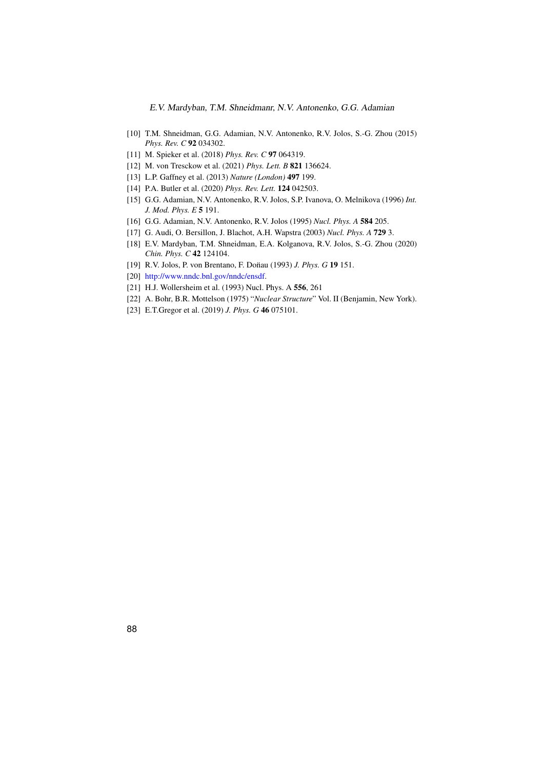- [10] T.M. Shneidman, G.G. Adamian, N.V. Antonenko, R.V. Jolos, S.-G. Zhou (2015) *Phys. Rev. C* **92** 034302.
- [11] M. Spieker et al. (2018) *Phys. Rev. C* **97** 064319.
- [12] M. von Tresckow et al. (2021) *Phys. Lett. B* **821** 136624.
- [13] L.P. Gaffney et al. (2013) *Nature (London)* **497** 199.
- [14] P.A. Butler et al. (2020) *Phys. Rev. Lett.* **124** 042503.
- [15] G.G. Adamian, N.V. Antonenko, R.V. Jolos, S.P. Ivanova, O. Melnikova (1996) *Int. J. Mod. Phys. E* **5** 191.
- [16] G.G. Adamian, N.V. Antonenko, R.V. Jolos (1995) *Nucl. Phys. A* **584** 205.
- [17] G. Audi, O. Bersillon, J. Blachot, A.H. Wapstra (2003) *Nucl. Phys. A* **729** 3.
- [18] E.V. Mardyban, T.M. Shneidman, E.A. Kolganova, R.V. Jolos, S.-G. Zhou (2020) *Chin. Phys. C* **42** 124104.
- [19] R.V. Jolos, P. von Brentano, F. Doñau (1993) *J. Phys. G* **19** 151.
- [20] http://www.nndc.bnl.gov/nndc/ensdf.
- [21] H.J. Wollersheim et al. (1993) Nucl. Phys. A **556**, 261
- [22] A. Bohr, B.R. Mottelson (1975) "*Nuclear Structure*" Vol. II (Benjamin, New York).
- [23] E.T.Gregor et al. (2019) *J. Phys. G* **46** 075101.